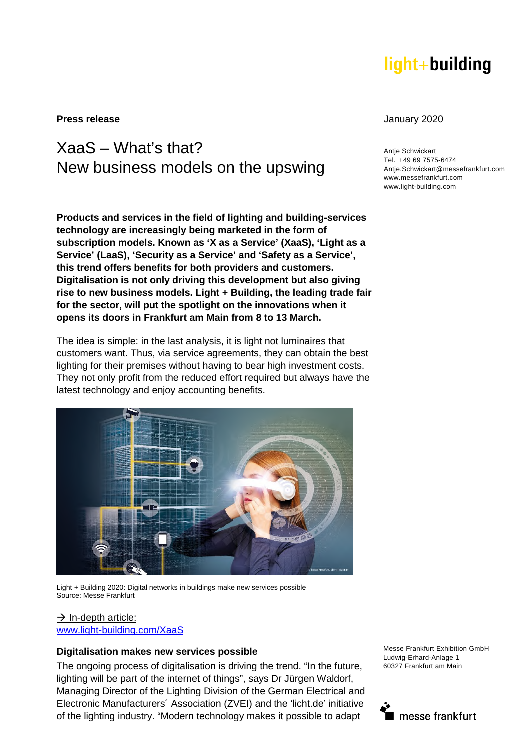light+building

**Press release**

January 2020

# XaaS – What's that? New business models on the upswing

Antje Schwickart
Tel. +49 69 7575-6474
Antje.Schwickart@messefrankfurt.com
www.messefrankfurt.com
www.light-building.com

**Products and services in the field of lighting and building-services technology are increasingly being marketed in the form of subscription models. Known as 'X as a Service' (XaaS), 'Light as a Service' (LaaS), 'Security as a Service' and 'Safety as a Service', this trend offers benefits for both providers and customers. Digitalisation is not only driving this development but also giving rise to new business models. Light + Building, the leading trade fair for the sector, will put the spotlight on the innovations when it opens its doors in Frankfurt am Main from 8 to 13 March.**

The idea is simple: in the last analysis, it is light not luminaires that customers want. Thus, via service agreements, they can obtain the best lighting for their premises without having to bear high investment costs. They not only profit from the reduced effort required but always have the latest technology and enjoy accounting benefits.

Light + Building 2020: Digital networks in buildings make new services possible
Source: Messe Frankfurt

→ In-depth article:
www.light-building.com/XaaS

## Digitalisation makes new services possible

The ongoing process of digitalisation is driving the trend. "In the future, lighting will be part of the internet of things", says Dr Jürgen Waldorf, Managing Director of the Lighting Division of the German Electrical and Electronic Manufacturers´ Association (ZVEI) and the 'licht.de' initiative of the lighting industry. "Modern technology makes it possible to adapt

Messe Frankfurt Exhibition GmbH
Ludwig-Erhard-Anlage 1
60327 Frankfurt am Main

messe frankfurt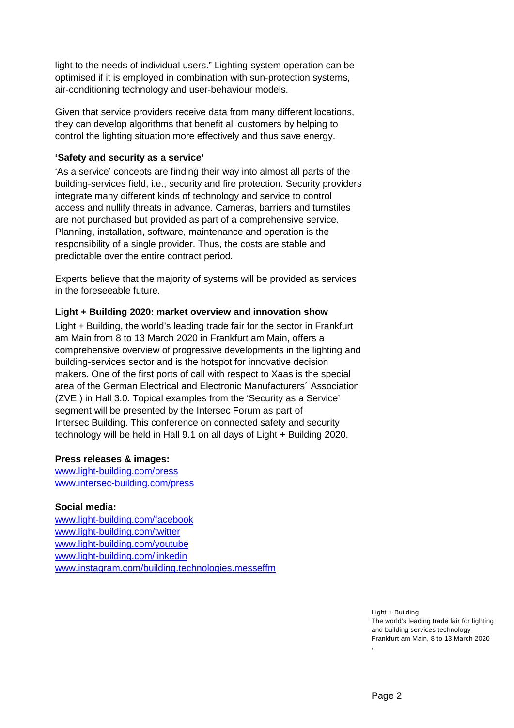light to the needs of individual users." Lighting-system operation can be optimised if it is employed in combination with sun-protection systems, air-conditioning technology and user-behaviour models.

Given that service providers receive data from many different locations, they can develop algorithms that benefit all customers by helping to control the lighting situation more effectively and thus save energy.

**'Safety and security as a service'**

'As a service' concepts are finding their way into almost all parts of the building-services field, i.e., security and fire protection. Security providers integrate many different kinds of technology and service to control access and nullify threats in advance. Cameras, barriers and turnstiles are not purchased but provided as part of a comprehensive service. Planning, installation, software, maintenance and operation is the responsibility of a single provider. Thus, the costs are stable and predictable over the entire contract period.

Experts believe that the majority of systems will be provided as services in the foreseeable future.

**Light + Building 2020: market overview and innovation show**

Light + Building, the world's leading trade fair for the sector in Frankfurt am Main from 8 to 13 March 2020 in Frankfurt am Main, offers a comprehensive overview of progressive developments in the lighting and building-services sector and is the hotspot for innovative decision makers. One of the first ports of call with respect to Xaas is the special area of the German Electrical and Electronic Manufacturers´ Association (ZVEI) in Hall 3.0. Topical examples from the 'Security as a Service' segment will be presented by the Intersec Forum as part of Intersec Building. This conference on connected safety and security technology will be held in Hall 9.1 on all days of Light + Building 2020.

**Press releases & images:**

www.light-building.com/press
www.intersec-building.com/press

**Social media:**

www.light-building.com/facebook
www.light-building.com/twitter
www.light-building.com/youtube
www.light-building.com/linkedin
www.instagram.com/building.technologies.messeffm

Light + Building
The world's leading trade fair for lighting and building services technology
Frankfurt am Main, 8 to 13 March 2020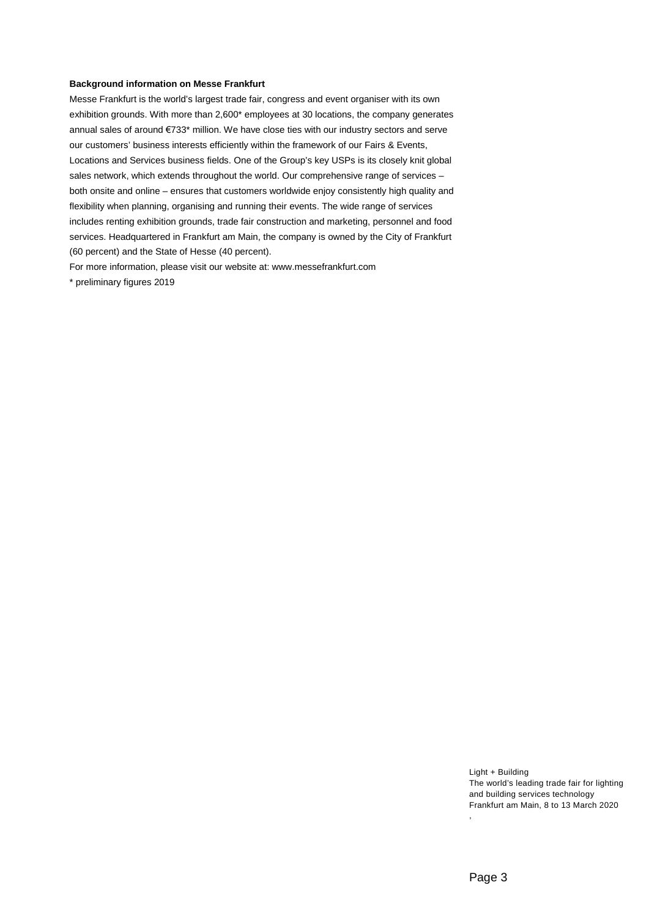**Background information on Messe Frankfurt**

Messe Frankfurt is the world's largest trade fair, congress and event organiser with its own exhibition grounds. With more than 2,600* employees at 30 locations, the company generates annual sales of around €733* million. We have close ties with our industry sectors and serve our customers' business interests efficiently within the framework of our Fairs & Events, Locations and Services business fields. One of the Group's key USPs is its closely knit global sales network, which extends throughout the world. Our comprehensive range of services – both onsite and online – ensures that customers worldwide enjoy consistently high quality and flexibility when planning, organising and running their events. The wide range of services includes renting exhibition grounds, trade fair construction and marketing, personnel and food services. Headquartered in Frankfurt am Main, the company is owned by the City of Frankfurt (60 percent) and the State of Hesse (40 percent).

For more information, please visit our website at: www.messefrankfurt.com

* preliminary figures 2019

Light + Building
The world's leading trade fair for lighting and building services technology
Frankfurt am Main, 8 to 13 March 2020